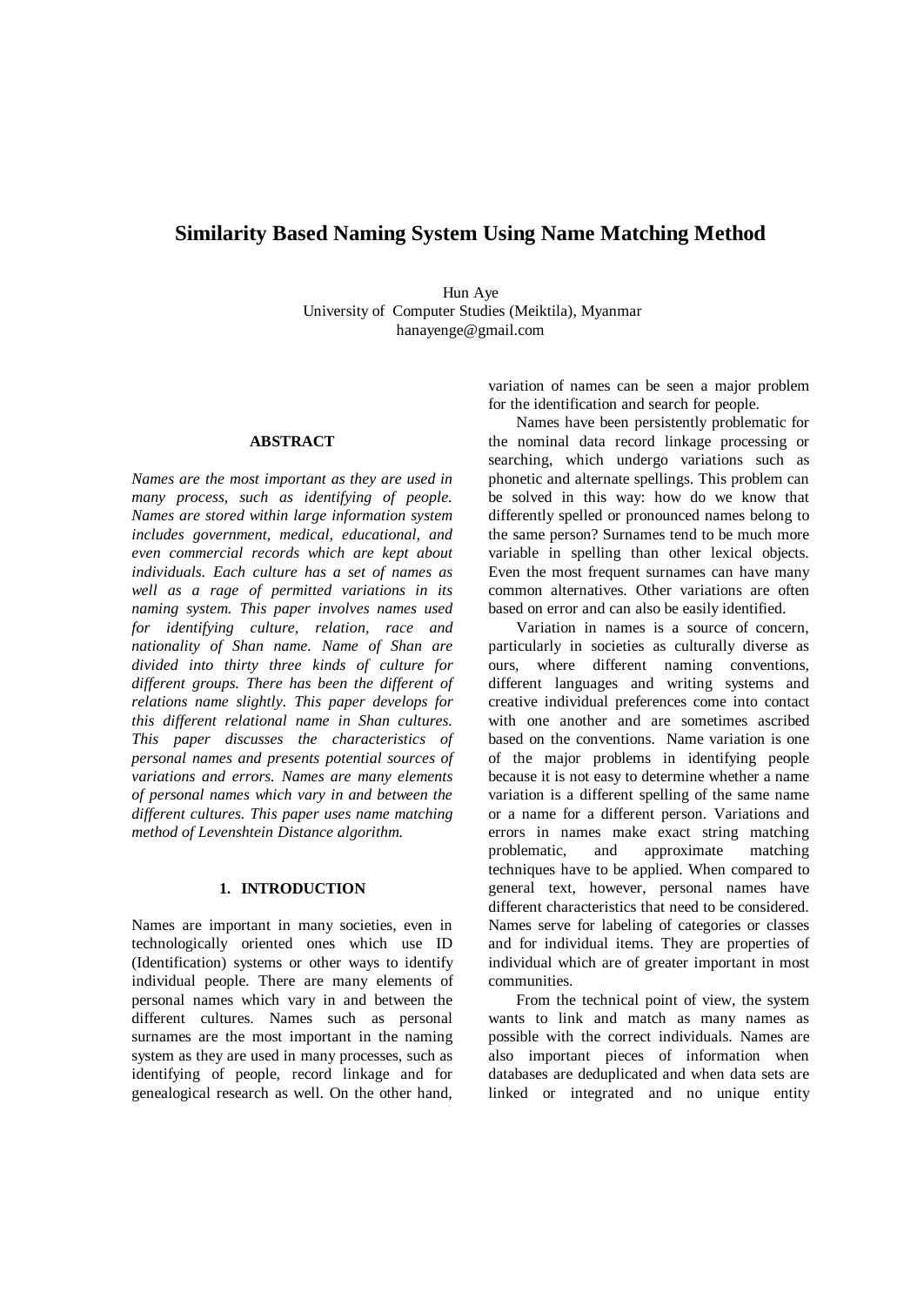# Similarity Based Naming System Using Name Matching Method

Hun Aye
University of Computer Studies (Meiktila), Myanmar
hanayenge@gmail.com

## ABSTRACT

*Names are the most important as they are used in many process, such as identifying of people. Names are stored within large information system includes government, medical, educational, and even commercial records which are kept about individuals. Each culture has a set of names as well as a rage of permitted variations in its naming system. This paper involves names used for identifying culture, relation, race and nationality of Shan name. Name of Shan are divided into thirty three kinds of culture for different groups. There has been the different of relations name slightly. This paper develops for this different relational name in Shan cultures. This paper discusses the characteristics of personal names and presents potential sources of variations and errors. Names are many elements of personal names which vary in and between the different cultures. This paper uses name matching method of Levenshtein Distance algorithm.*

## 1. INTRODUCTION

Names are important in many societies, even in technologically oriented ones which use ID (Identification) systems or other ways to identify individual people. There are many elements of personal names which vary in and between the different cultures. Names such as personal surnames are the most important in the naming system as they are used in many processes, such as identifying of people, record linkage and for genealogical research as well. On the other hand, variation of names can be seen a major problem for the identification and search for people.

Names have been persistently problematic for the nominal data record linkage processing or searching, which undergo variations such as phonetic and alternate spellings. This problem can be solved in this way: how do we know that differently spelled or pronounced names belong to the same person? Surnames tend to be much more variable in spelling than other lexical objects. Even the most frequent surnames can have many common alternatives. Other variations are often based on error and can also be easily identified.

Variation in names is a source of concern, particularly in societies as culturally diverse as ours, where different naming conventions, different languages and writing systems and creative individual preferences come into contact with one another and are sometimes ascribed based on the conventions. Name variation is one of the major problems in identifying people because it is not easy to determine whether a name variation is a different spelling of the same name or a name for a different person. Variations and errors in names make exact string matching problematic, and approximate matching techniques have to be applied. When compared to general text, however, personal names have different characteristics that need to be considered. Names serve for labeling of categories or classes and for individual items. They are properties of individual which are of greater important in most communities.

From the technical point of view, the system wants to link and match as many names as possible with the correct individuals. Names are also important pieces of information when databases are deduplicated and when data sets are linked or integrated and no unique entity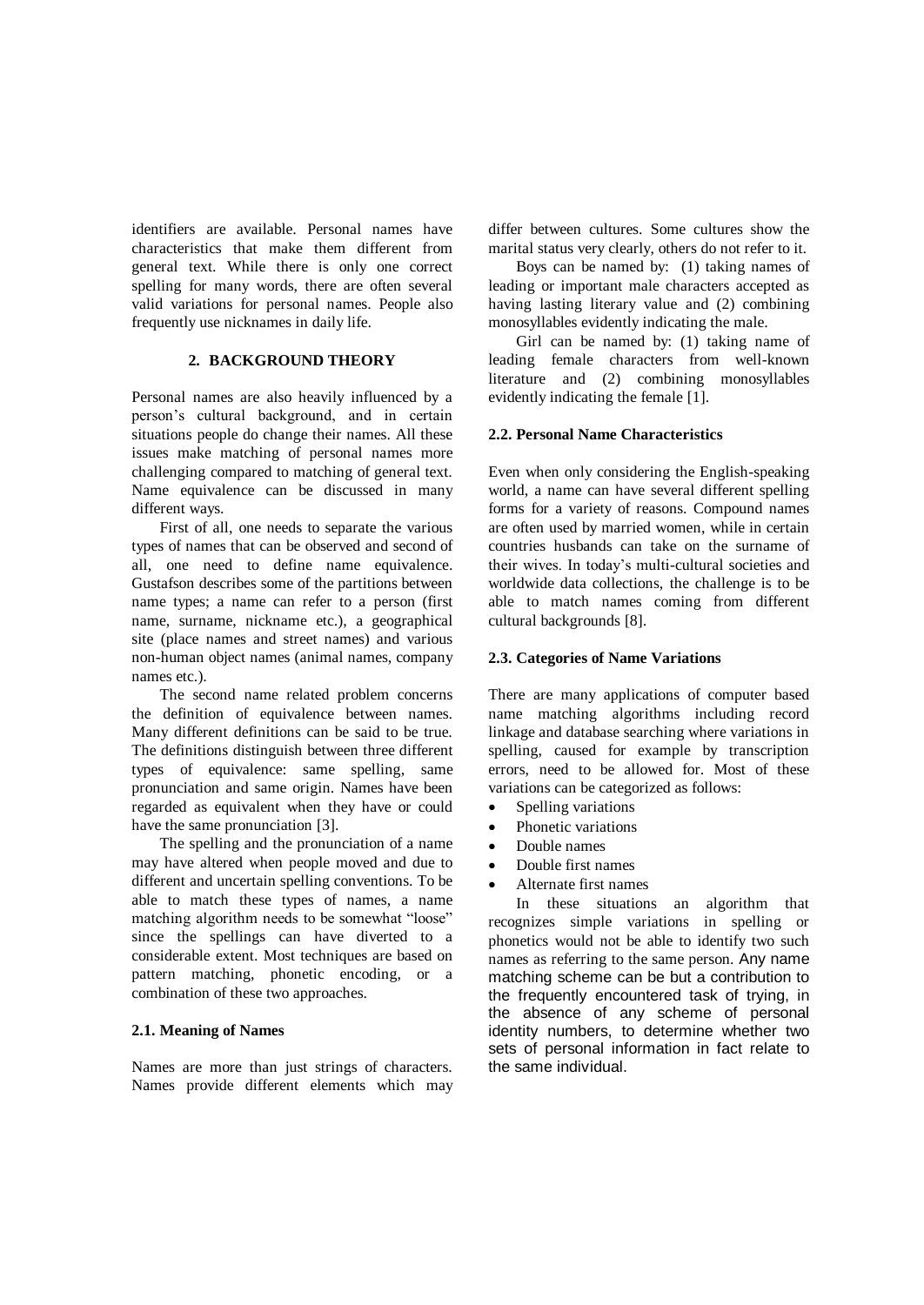identifiers are available. Personal names have characteristics that make them different from general text. While there is only one correct spelling for many words, there are often several valid variations for personal names. People also frequently use nicknames in daily life.

## 2. BACKGROUND THEORY

Personal names are also heavily influenced by a person's cultural background, and in certain situations people do change their names. All these issues make matching of personal names more challenging compared to matching of general text. Name equivalence can be discussed in many different ways.

First of all, one needs to separate the various types of names that can be observed and second of all, one need to define name equivalence. Gustafson describes some of the partitions between name types; a name can refer to a person (first name, surname, nickname etc.), a geographical site (place names and street names) and various non-human object names (animal names, company names etc.).

The second name related problem concerns the definition of equivalence between names. Many different definitions can be said to be true. The definitions distinguish between three different types of equivalence: same spelling, same pronunciation and same origin. Names have been regarded as equivalent when they have or could have the same pronunciation [3].

The spelling and the pronunciation of a name may have altered when people moved and due to different and uncertain spelling conventions. To be able to match these types of names, a name matching algorithm needs to be somewhat "loose" since the spellings can have diverted to a considerable extent. Most techniques are based on pattern matching, phonetic encoding, or a combination of these two approaches.

### 2.1. Meaning of Names

Names are more than just strings of characters. Names provide different elements which may differ between cultures. Some cultures show the marital status very clearly, others do not refer to it.

Boys can be named by: (1) taking names of leading or important male characters accepted as having lasting literary value and (2) combining monosyllables evidently indicating the male.

Girl can be named by: (1) taking name of leading female characters from well-known literature and (2) combining monosyllables evidently indicating the female [1].

### 2.2. Personal Name Characteristics

Even when only considering the English-speaking world, a name can have several different spelling forms for a variety of reasons. Compound names are often used by married women, while in certain countries husbands can take on the surname of their wives. In today's multi-cultural societies and worldwide data collections, the challenge is to be able to match names coming from different cultural backgrounds [8].

### 2.3. Categories of Name Variations

There are many applications of computer based name matching algorithms including record linkage and database searching where variations in spelling, caused for example by transcription errors, need to be allowed for. Most of these variations can be categorized as follows:

- Spelling variations
- Phonetic variations
- Double names
- Double first names
- Alternate first names

In these situations an algorithm that recognizes simple variations in spelling or phonetics would not be able to identify two such names as referring to the same person. Any name matching scheme can be but a contribution to the frequently encountered task of trying, in the absence of any scheme of personal identity numbers, to determine whether two sets of personal information in fact relate to the same individual.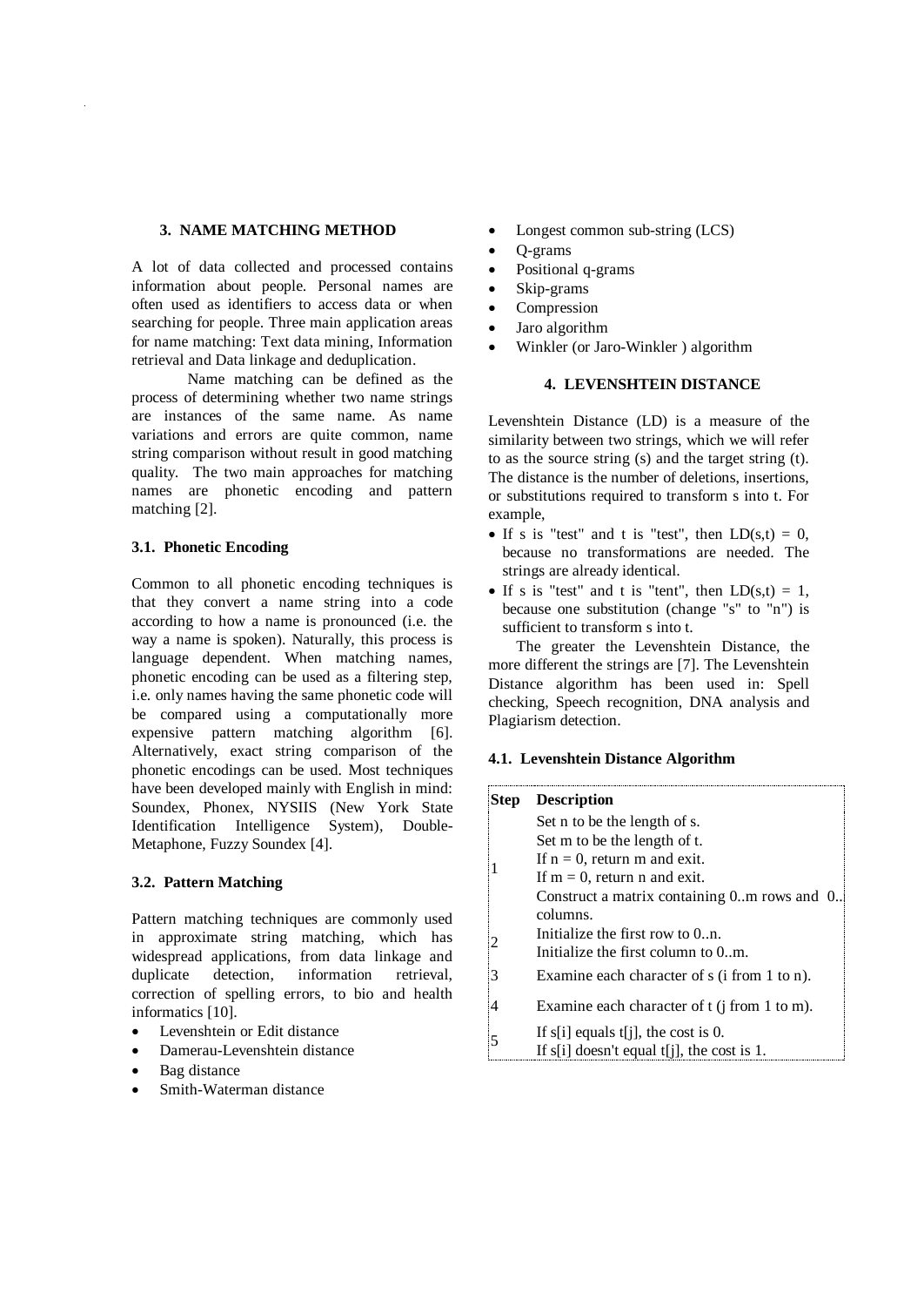## 3. NAME MATCHING METHOD

A lot of data collected and processed contains information about people. Personal names are often used as identifiers to access data or when searching for people. Three main application areas for name matching: Text data mining, Information retrieval and Data linkage and deduplication.

Name matching can be defined as the process of determining whether two name strings are instances of the same name. As name variations and errors are quite common, name string comparison without result in good matching quality. The two main approaches for matching names are phonetic encoding and pattern matching [2].

### 3.1. Phonetic Encoding

Common to all phonetic encoding techniques is that they convert a name string into a code according to how a name is pronounced (i.e. the way a name is spoken). Naturally, this process is language dependent. When matching names, phonetic encoding can be used as a filtering step, i.e. only names having the same phonetic code will be compared using a computationally more expensive pattern matching algorithm [6]. Alternatively, exact string comparison of the phonetic encodings can be used. Most techniques have been developed mainly with English in mind: Soundex, Phonex, NYSIIS (New York State Identification Intelligence System), Double-Metaphone, Fuzzy Soundex [4].

### 3.2. Pattern Matching

Pattern matching techniques are commonly used in approximate string matching, which has widespread applications, from data linkage and duplicate detection, information retrieval, correction of spelling errors, to bio and health informatics [10].

- Levenshtein or Edit distance
- Damerau-Levenshtein distance
- Bag distance
- Smith-Waterman distance
- Longest common sub-string (LCS)
- Q-grams
- Positional q-grams
- Skip-grams
- Compression
- Jaro algorithm
- Winkler (or Jaro-Winkler ) algorithm

## 4. LEVENSHTEIN DISTANCE

Levenshtein Distance (LD) is a measure of the similarity between two strings, which we will refer to as the source string (s) and the target string (t). The distance is the number of deletions, insertions, or substitutions required to transform s into t. For example,

- If s is "test" and t is "test", then LD(s,t) = 0, because no transformations are needed. The strings are already identical.
- If s is "test" and t is "tent", then LD(s,t) = 1, because one substitution (change "s" to "n") is sufficient to transform s into t.

The greater the Levenshtein Distance, the more different the strings are [7]. The Levenshtein Distance algorithm has been used in: Spell checking, Speech recognition, DNA analysis and Plagiarism detection.

### 4.1. Levenshtein Distance Algorithm

| Step | Description |
|---|---|
| 1 | Set n to be the length of s.<br>Set m to be the length of t.<br>If n = 0, return m and exit.<br>If m = 0, return n and exit.<br>Construct a matrix containing 0..m rows and 0..n columns. |
| 2 | Initialize the first row to 0..n.<br>Initialize the first column to 0..m. |
| 3 | Examine each character of s (i from 1 to n). |
| 4 | Examine each character of t (j from 1 to m). |
| 5 | If s[i] equals t[j], the cost is 0.<br>If s[i] doesn't equal t[j], the cost is 1. |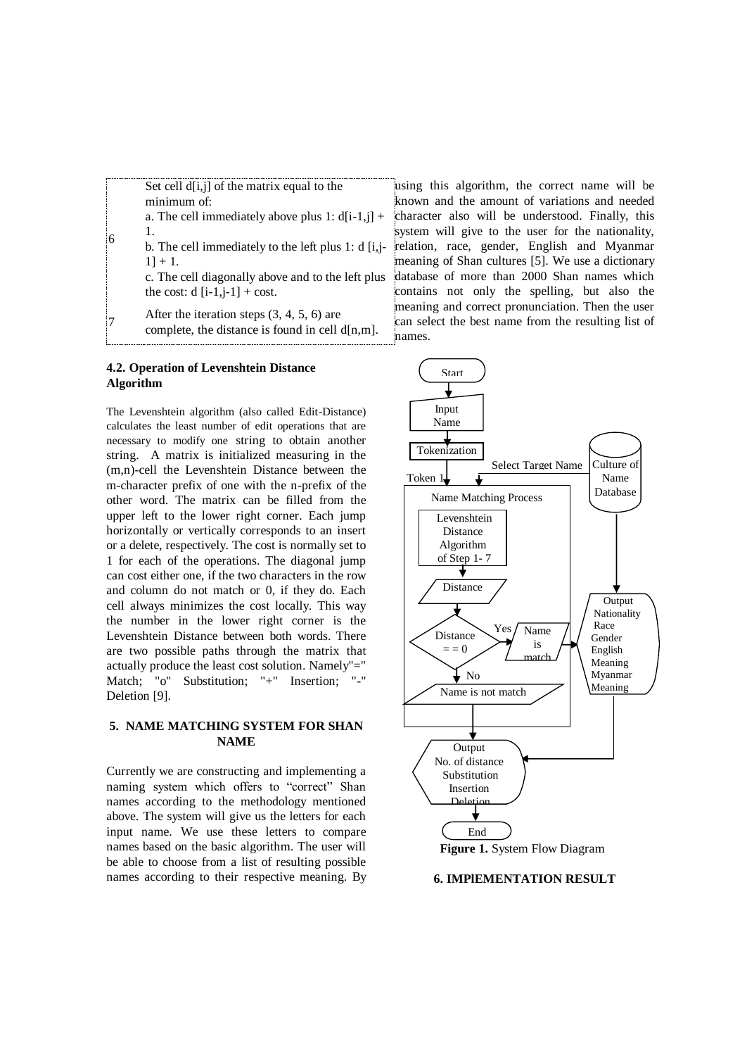| | |
|---|---|
| 6 | Set cell d[i,j] of the matrix equal to the minimum of:<br>a. The cell immediately above plus 1: d[i-1,j] + 1.<br>b. The cell immediately to the left plus 1: d [i,j-1] + 1.<br>c. The cell diagonally above and to the left plus the cost: d [i-1,j-1] + cost. |
| 7 | After the iteration steps (3, 4, 5, 6) are complete, the distance is found in cell d[n,m]. |

### 4.2. Operation of Levenshtein Distance Algorithm

The Levenshtein algorithm (also called Edit-Distance) calculates the least number of edit operations that are necessary to modify one string to obtain another string. A matrix is initialized measuring in the (m,n)-cell the Levenshtein Distance between the m-character prefix of one with the n-prefix of the other word. The matrix can be filled from the upper left to the lower right corner. Each jump horizontally or vertically corresponds to an insert or a delete, respectively. The cost is normally set to 1 for each of the operations. The diagonal jump can cost either one, if the two characters in the row and column do not match or 0, if they do. Each cell always minimizes the cost locally. This way the number in the lower right corner is the Levenshtein Distance between both words. There are two possible paths through the matrix that actually produce the least cost solution. Namely"=" Match; "o" Substitution; "+" Insertion; "-" Deletion [9].

## 5. NAME MATCHING SYSTEM FOR SHAN NAME

Currently we are constructing and implementing a naming system which offers to "correct" Shan names according to the methodology mentioned above. The system will give us the letters for each input name. We use these letters to compare names based on the basic algorithm. The user will be able to choose from a list of resulting possible names according to their respective meaning. By using this algorithm, the correct name will be known and the amount of variations and needed character also will be understood. Finally, this system will give to the user for the nationality, relation, race, gender, English and Myanmar meaning of Shan cultures [5]. We use a dictionary database of more than 2000 Shan names which contains not only the spelling, but also the meaning and correct pronunciation. Then the user can select the best name from the resulting list of names.

Start → Input Name → Tokenization → Token 1 → Name Matching Process (Levenshtein Distance Algorithm of Step 1- 7 → Distance → Distance = = 0 → Yes: Name is match / No: Name is not match) → Output No. of distance Substitution Insertion Deletion → End

Culture of Name Database → Select Target Name; Output Nationality Race Gender English Meaning Myanmar Meaning

**Figure 1.** System Flow Diagram

## 6. IMPlEMENTATION RESULT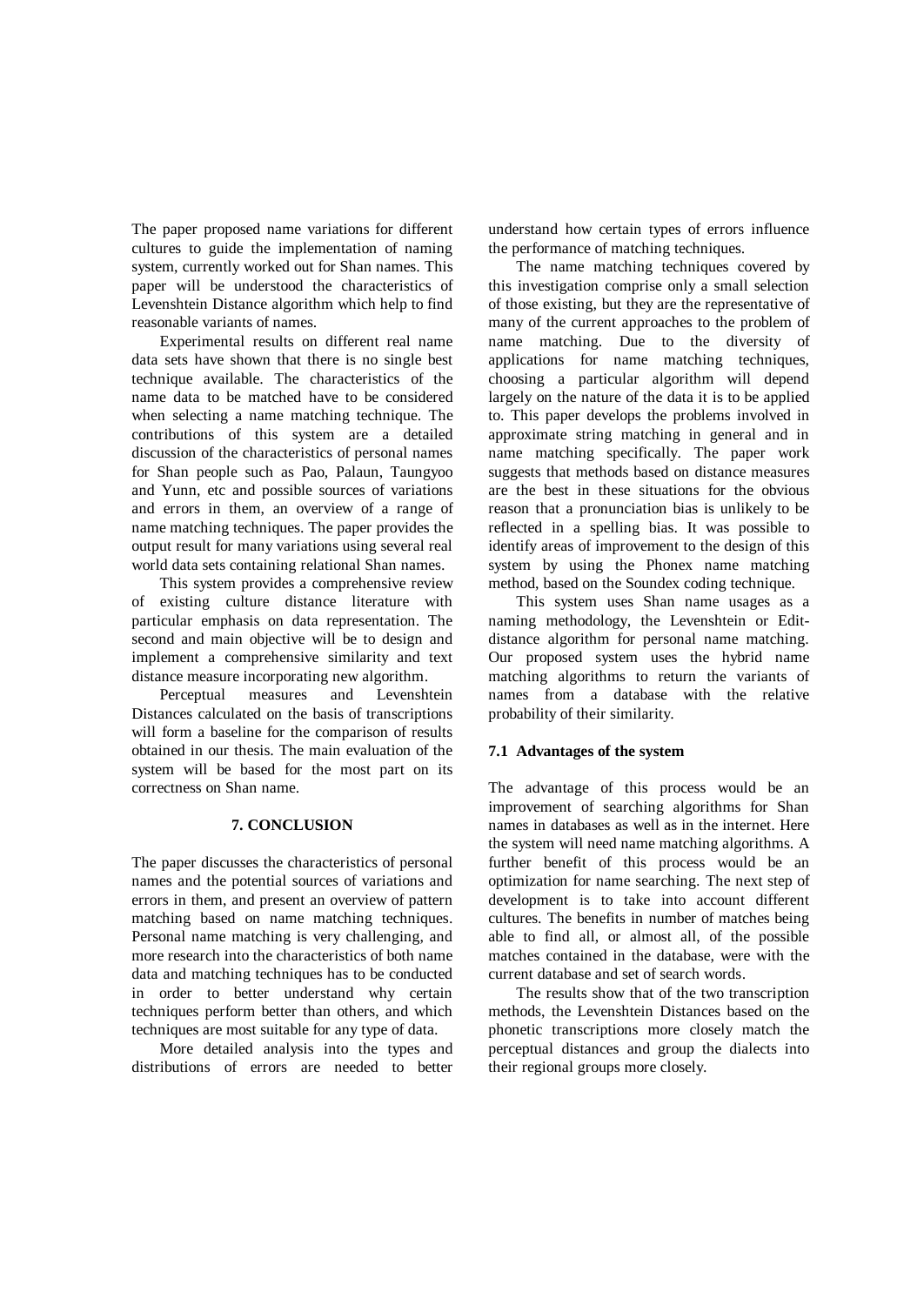The paper proposed name variations for different cultures to guide the implementation of naming system, currently worked out for Shan names. This paper will be understood the characteristics of Levenshtein Distance algorithm which help to find reasonable variants of names.

Experimental results on different real name data sets have shown that there is no single best technique available. The characteristics of the name data to be matched have to be considered when selecting a name matching technique. The contributions of this system are a detailed discussion of the characteristics of personal names for Shan people such as Pao, Palaun, Taungyoo and Yunn, etc and possible sources of variations and errors in them, an overview of a range of name matching techniques. The paper provides the output result for many variations using several real world data sets containing relational Shan names.

This system provides a comprehensive review of existing culture distance literature with particular emphasis on data representation. The second and main objective will be to design and implement a comprehensive similarity and text distance measure incorporating new algorithm.

Perceptual measures and Levenshtein Distances calculated on the basis of transcriptions will form a baseline for the comparison of results obtained in our thesis. The main evaluation of the system will be based for the most part on its correctness on Shan name.

## 7. CONCLUSION

The paper discusses the characteristics of personal names and the potential sources of variations and errors in them, and present an overview of pattern matching based on name matching techniques. Personal name matching is very challenging, and more research into the characteristics of both name data and matching techniques has to be conducted in order to better understand why certain techniques perform better than others, and which techniques are most suitable for any type of data.

More detailed analysis into the types and distributions of errors are needed to better understand how certain types of errors influence the performance of matching techniques.

The name matching techniques covered by this investigation comprise only a small selection of those existing, but they are the representative of many of the current approaches to the problem of name matching. Due to the diversity of applications for name matching techniques, choosing a particular algorithm will depend largely on the nature of the data it is to be applied to. This paper develops the problems involved in approximate string matching in general and in name matching specifically. The paper work suggests that methods based on distance measures are the best in these situations for the obvious reason that a pronunciation bias is unlikely to be reflected in a spelling bias. It was possible to identify areas of improvement to the design of this system by using the Phonex name matching method, based on the Soundex coding technique.

This system uses Shan name usages as a naming methodology, the Levenshtein or Edit-distance algorithm for personal name matching. Our proposed system uses the hybrid name matching algorithms to return the variants of names from a database with the relative probability of their similarity.

### 7.1 Advantages of the system

The advantage of this process would be an improvement of searching algorithms for Shan names in databases as well as in the internet. Here the system will need name matching algorithms. A further benefit of this process would be an optimization for name searching. The next step of development is to take into account different cultures. The benefits in number of matches being able to find all, or almost all, of the possible matches contained in the database, were with the current database and set of search words.

The results show that of the two transcription methods, the Levenshtein Distances based on the phonetic transcriptions more closely match the perceptual distances and group the dialects into their regional groups more closely.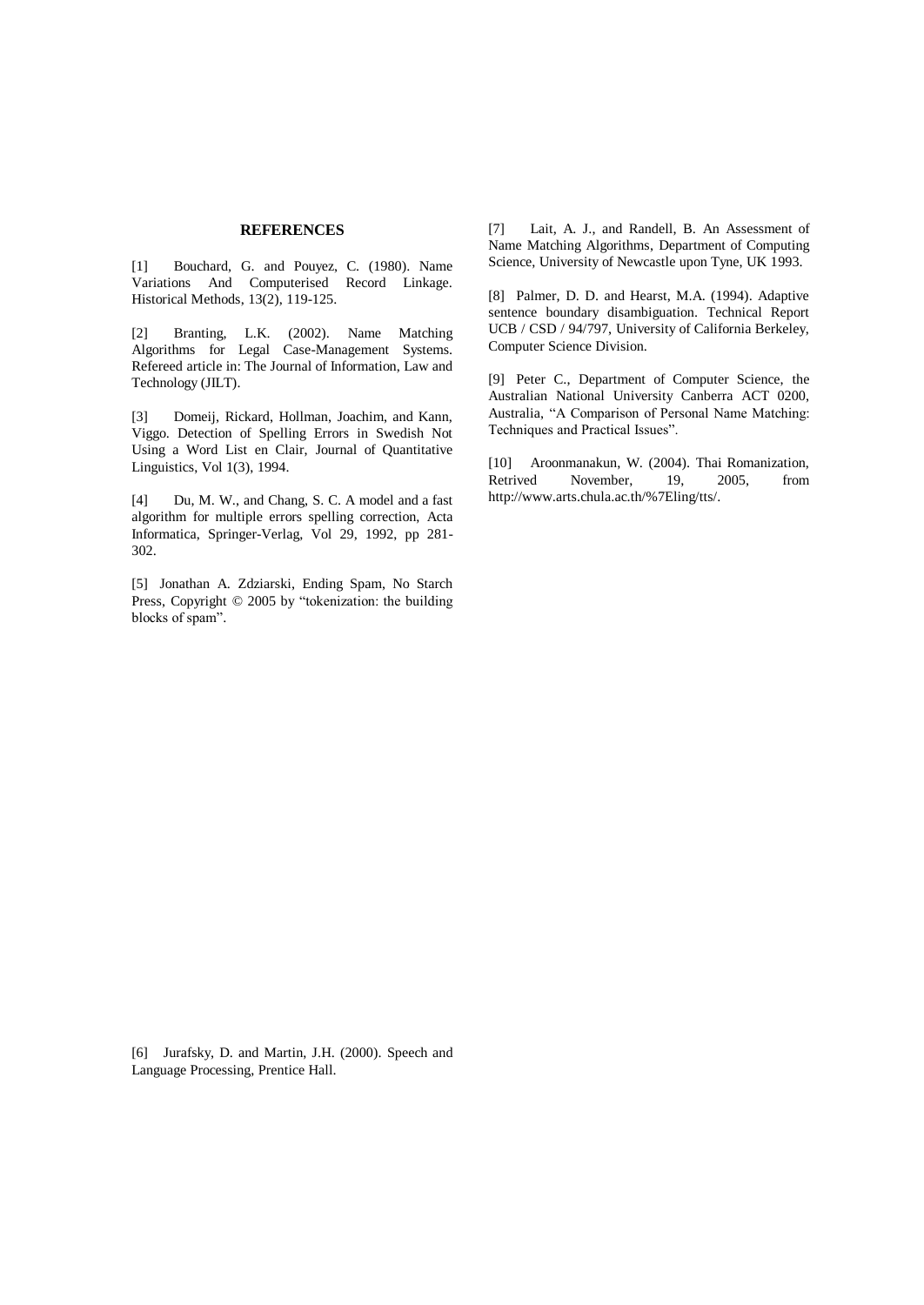## REFERENCES

[1] Bouchard, G. and Pouyez, C. (1980). Name Variations And Computerised Record Linkage. Historical Methods, 13(2), 119-125.

[2] Branting, L.K. (2002). Name Matching Algorithms for Legal Case-Management Systems. Refereed article in: The Journal of Information, Law and Technology (JILT).

[3] Domeij, Rickard, Hollman, Joachim, and Kann, Viggo. Detection of Spelling Errors in Swedish Not Using a Word List en Clair, Journal of Quantitative Linguistics, Vol 1(3), 1994.

[4] Du, M. W., and Chang, S. C. A model and a fast algorithm for multiple errors spelling correction, Acta Informatica, Springer-Verlag, Vol 29, 1992, pp 281-302.

[5] Jonathan A. Zdziarski, Ending Spam, No Starch Press, Copyright © 2005 by "tokenization: the building blocks of spam".

[6] Jurafsky, D. and Martin, J.H. (2000). Speech and Language Processing, Prentice Hall.

[7] Lait, A. J., and Randell, B. An Assessment of Name Matching Algorithms, Department of Computing Science, University of Newcastle upon Tyne, UK 1993.

[8] Palmer, D. D. and Hearst, M.A. (1994). Adaptive sentence boundary disambiguation. Technical Report UCB / CSD / 94/797, University of California Berkeley, Computer Science Division.

[9] Peter C., Department of Computer Science, the Australian National University Canberra ACT 0200, Australia, "A Comparison of Personal Name Matching: Techniques and Practical Issues".

[10] Aroonmanakun, W. (2004). Thai Romanization, Retrived November, 19, 2005, from http://www.arts.chula.ac.th/%7Eling/tts/.